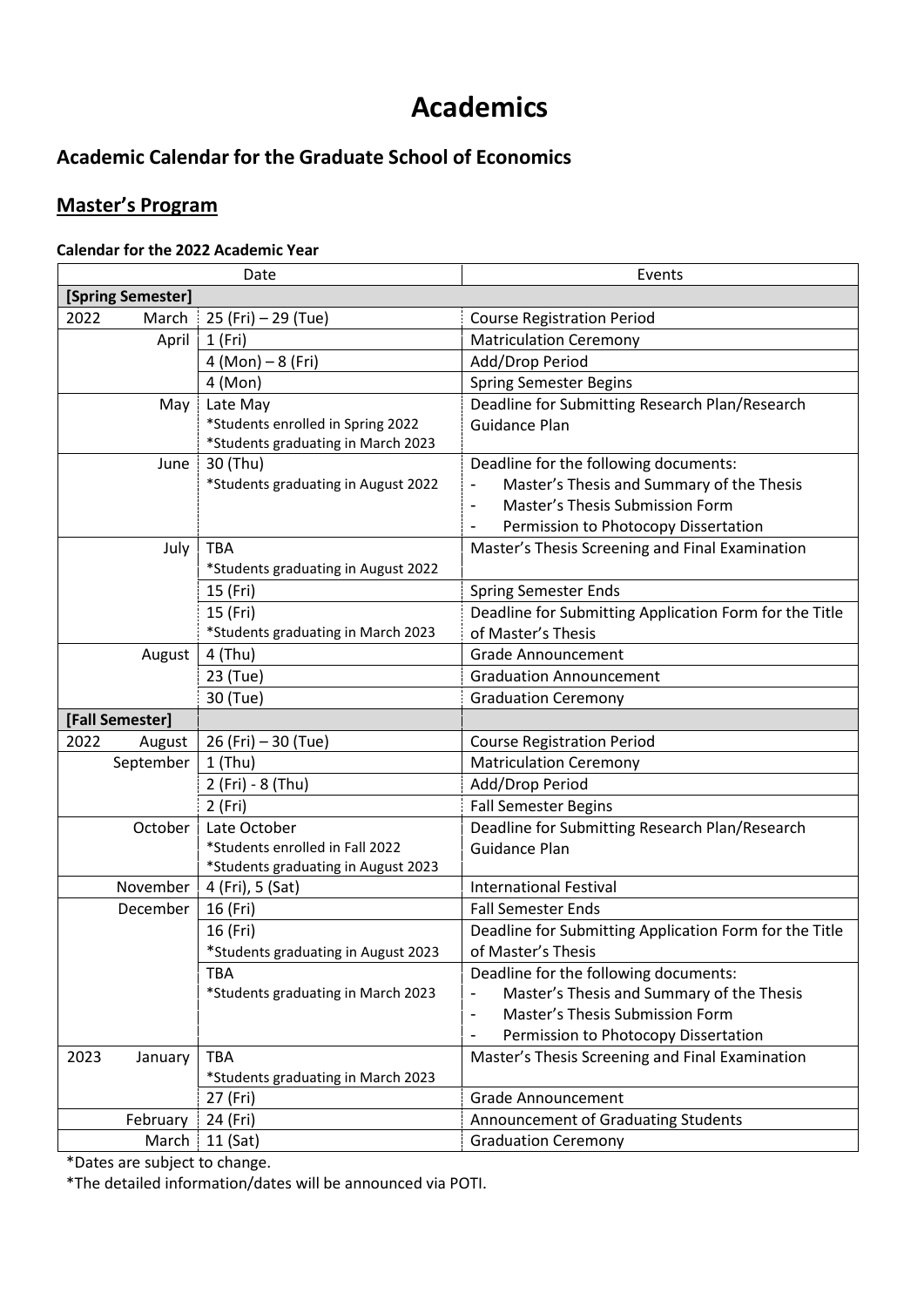# Academics

## Academic Calendar for the Graduate School of Economics

### Master's Program

**Calendar for the 2022 Academic Year**

| Date | | | Events |
|---|---|---|---|
| **[Spring Semester]** | | | |
| 2022 | March | 25 (Fri) – 29 (Tue) | Course Registration Period |
| | April | 1 (Fri) | Matriculation Ceremony |
| | | 4 (Mon) – 8 (Fri) | Add/Drop Period |
| | | 4 (Mon) | Spring Semester Begins |
| | May | Late May<br>*Students enrolled in Spring 2022<br>*Students graduating in March 2023 | Deadline for Submitting Research Plan/Research Guidance Plan |
| | June | 30 (Thu)<br>*Students graduating in August 2022 | Deadline for the following documents:<br>- Master's Thesis and Summary of the Thesis<br>- Master's Thesis Submission Form<br>- Permission to Photocopy Dissertation |
| | July | TBA<br>*Students graduating in August 2022 | Master's Thesis Screening and Final Examination |
| | | 15 (Fri) | Spring Semester Ends |
| | | 15 (Fri)<br>*Students graduating in March 2023 | Deadline for Submitting Application Form for the Title of Master's Thesis |
| | August | 4 (Thu) | Grade Announcement |
| | | 23 (Tue) | Graduation Announcement |
| | | 30 (Tue) | Graduation Ceremony |
| **[Fall Semester]** | | | |
| 2022 | August | 26 (Fri) – 30 (Tue) | Course Registration Period |
| | September | 1 (Thu) | Matriculation Ceremony |
| | | 2 (Fri) - 8 (Thu) | Add/Drop Period |
| | | 2 (Fri) | Fall Semester Begins |
| | October | Late October<br>*Students enrolled in Fall 2022<br>*Students graduating in August 2023 | Deadline for Submitting Research Plan/Research Guidance Plan |
| | November | 4 (Fri), 5 (Sat) | International Festival |
| | December | 16 (Fri) | Fall Semester Ends |
| | | 16 (Fri)<br>*Students graduating in August 2023 | Deadline for Submitting Application Form for the Title of Master's Thesis |
| | | TBA<br>*Students graduating in March 2023 | Deadline for the following documents:<br>- Master's Thesis and Summary of the Thesis<br>- Master's Thesis Submission Form<br>- Permission to Photocopy Dissertation |
| 2023 | January | TBA<br>*Students graduating in March 2023 | Master's Thesis Screening and Final Examination |
| | | 27 (Fri) | Grade Announcement |
| | February | 24 (Fri) | Announcement of Graduating Students |
| | March | 11 (Sat) | Graduation Ceremony |

*Dates are subject to change.

*The detailed information/dates will be announced via POTI.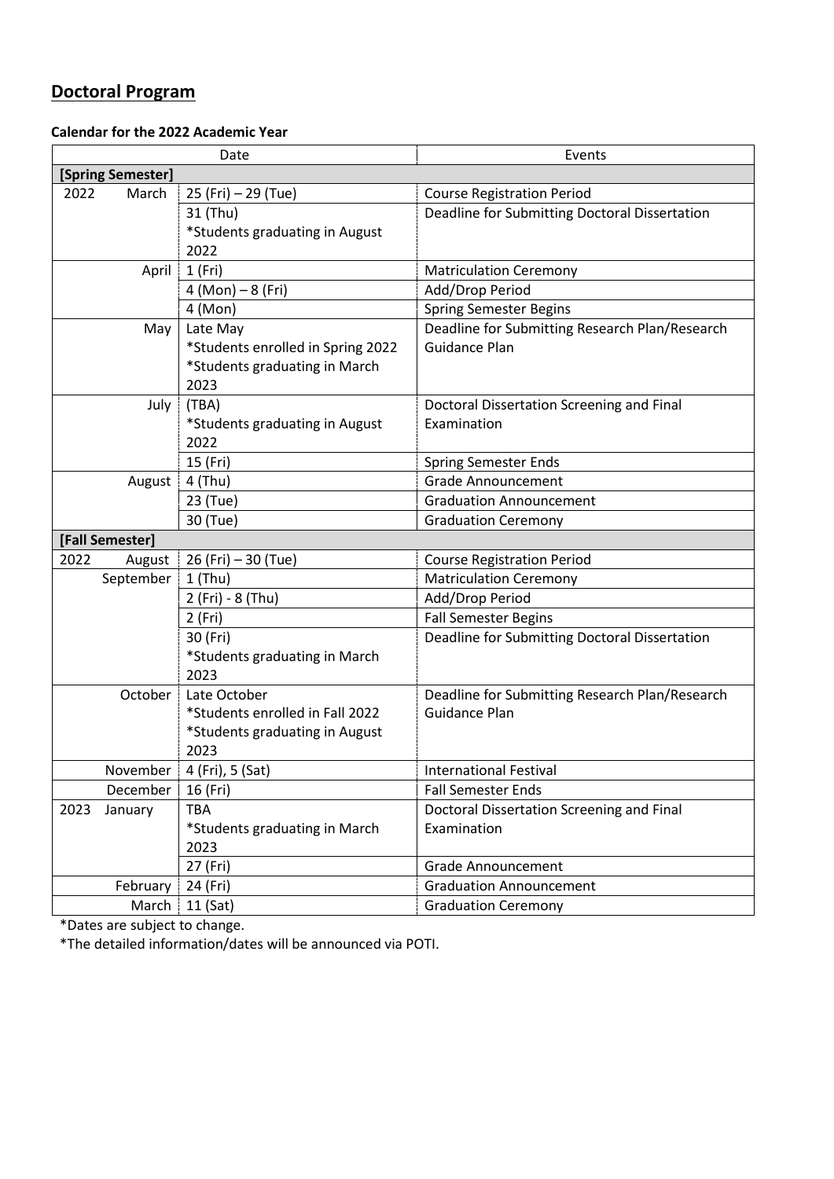## Doctoral Program

**Calendar for the 2022 Academic Year**

| Date | | Events |
|---|---|---|
| **[Spring Semester]** | | |
| 2022 March | 25 (Fri) – 29 (Tue) | Course Registration Period |
| | 31 (Thu)<br>*Students graduating in August 2022 | Deadline for Submitting Doctoral Dissertation |
| April | 1 (Fri) | Matriculation Ceremony |
| | 4 (Mon) – 8 (Fri) | Add/Drop Period |
| | 4 (Mon) | Spring Semester Begins |
| May | Late May<br>*Students enrolled in Spring 2022<br>*Students graduating in March 2023 | Deadline for Submitting Research Plan/Research Guidance Plan |
| July | (TBA)<br>*Students graduating in August 2022 | Doctoral Dissertation Screening and Final Examination |
| | 15 (Fri) | Spring Semester Ends |
| August | 4 (Thu) | Grade Announcement |
| | 23 (Tue) | Graduation Announcement |
| | 30 (Tue) | Graduation Ceremony |
| **[Fall Semester]** | | |
| 2022 August | 26 (Fri) – 30 (Tue) | Course Registration Period |
| September | 1 (Thu) | Matriculation Ceremony |
| | 2 (Fri) - 8 (Thu) | Add/Drop Period |
| | 2 (Fri) | Fall Semester Begins |
| | 30 (Fri)<br>*Students graduating in March 2023 | Deadline for Submitting Doctoral Dissertation |
| October | Late October<br>*Students enrolled in Fall 2022<br>*Students graduating in August 2023 | Deadline for Submitting Research Plan/Research Guidance Plan |
| November | 4 (Fri), 5 (Sat) | International Festival |
| December | 16 (Fri) | Fall Semester Ends |
| 2023 January | TBA<br>*Students graduating in March 2023 | Doctoral Dissertation Screening and Final Examination |
| | 27 (Fri) | Grade Announcement |
| February | 24 (Fri) | Graduation Announcement |
| March | 11 (Sat) | Graduation Ceremony |

*Dates are subject to change.

*The detailed information/dates will be announced via POTI.